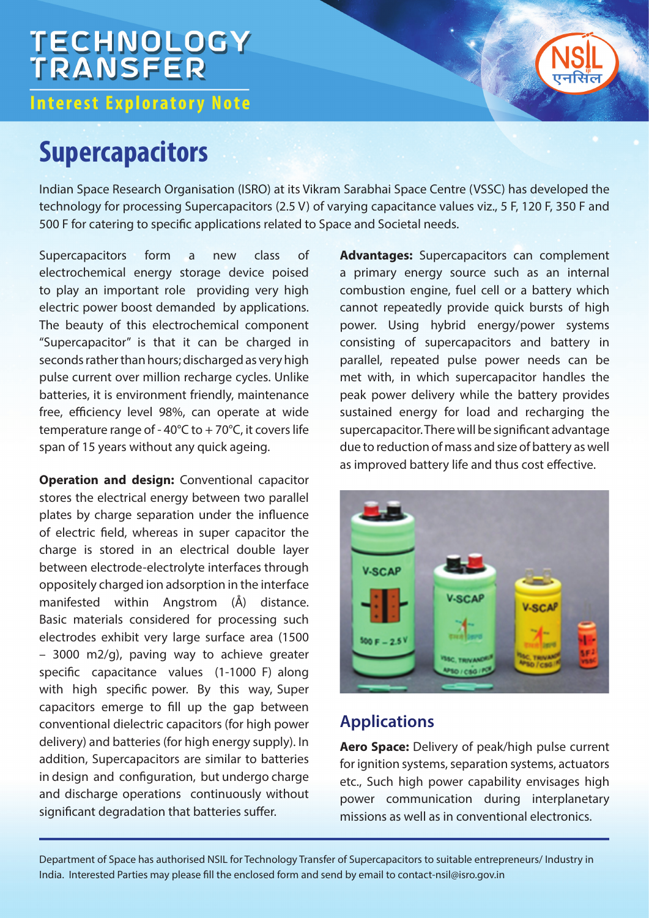# TECHNOLOGY TRANSFER

**Interest Exploratory Note**

# Supercapacitors

Indian Space Research Organisation (ISRO) at its Vikram Sarabhai Space Centre (VSSC) has developed the technology for processing Supercapacitors (2.5 V) of varying capacitance values viz., 5 F, 120 F, 350 F and 500 F for catering to specific applications related to Space and Societal needs.

Supercapacitors form a new class of electrochemical energy storage device poised to play an important role providing very high electric power boost demanded by applications. The beauty of this electrochemical component "Supercapacitor" is that it can be charged in seconds rather than hours; discharged as very high pulse current over million recharge cycles. Unlike batteries, it is environment friendly, maintenance free, efficiency level 98%, can operate at wide temperature range of - 40°C to + 70°C, it covers life span of 15 years without any quick ageing.

**Operation and design:** Conventional capacitor stores the electrical energy between two parallel plates by charge separation under the influence of electric field, whereas in super capacitor the charge is stored in an electrical double layer between electrode-electrolyte interfaces through oppositely charged ion adsorption in the interface manifested within Angstrom (Å) distance. Basic materials considered for processing such electrodes exhibit very large surface area (1500 – 3000 m2/g), paving way to achieve greater specific capacitance values (1-1000 F) along with high specific power. By this way, Super capacitors emerge to fill up the gap between conventional dielectric capacitors (for high power delivery) and batteries (for high energy supply). In addition, Supercapacitors are similar to batteries in design and configuration, but undergo charge and discharge operations continuously without significant degradation that batteries suffer.

**Advantages:** Supercapacitors can complement a primary energy source such as an internal combustion engine, fuel cell or a battery which cannot repeatedly provide quick bursts of high power. Using hybrid energy/power systems consisting of supercapacitors and battery in parallel, repeated pulse power needs can be met with, in which supercapacitor handles the peak power delivery while the battery provides sustained energy for load and recharging the supercapacitor. There will be significant advantage due to reduction of mass and size of battery as well as improved battery life and thus cost effective.

## Applications

**Aero Space:** Delivery of peak/high pulse current for ignition systems, separation systems, actuators etc., Such high power capability envisages high power communication during interplanetary missions as well as in conventional electronics.

Department of Space has authorised NSIL for Technology Transfer of Supercapacitors to suitable entrepreneurs/ Industry in India. Interested Parties may please fill the enclosed form and send by email to contact-nsil@isro.gov.in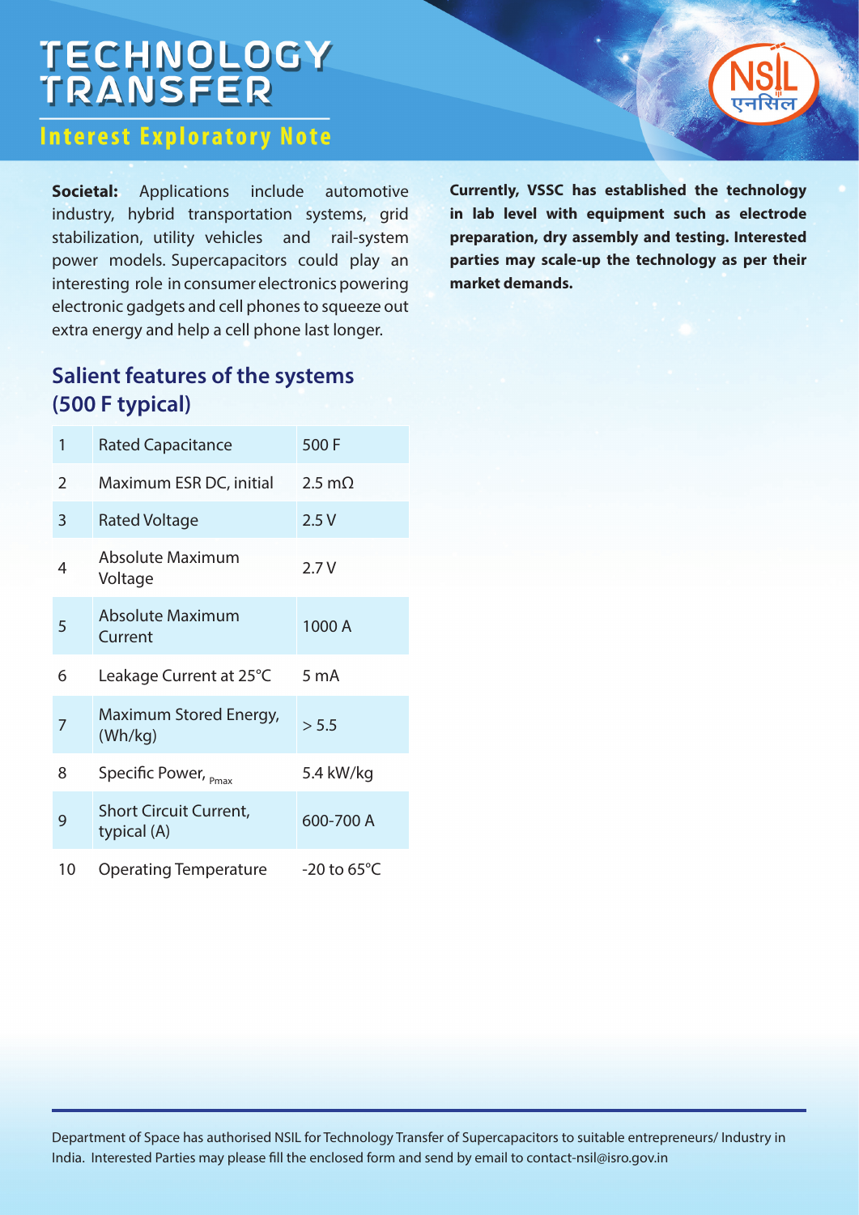# TECHNOLOGY TRANSFER

## Interest Exploratory Note

**Societal:** Applications include automotive industry, hybrid transportation systems, grid stabilization, utility vehicles and rail-system power models. Supercapacitors could play an interesting role in consumer electronics powering electronic gadgets and cell phones to squeeze out extra energy and help a cell phone last longer.

## Salient features of the systems (500 F typical)

| | | |
|---|---|---|
| 1 | Rated Capacitance | 500 F |
| 2 | Maximum ESR DC, initial | 2.5 mΩ |
| 3 | Rated Voltage | 2.5 V |
| 4 | Absolute Maximum Voltage | 2.7 V |
| 5 | Absolute Maximum Current | 1000 A |
| 6 | Leakage Current at 25°C | 5 mA |
| 7 | Maximum Stored Energy, (Wh/kg) | > 5.5 |
| 8 | Specific Power, $_{Pmax}$ | 5.4 kW/kg |
| 9 | Short Circuit Current, typical (A) | 600-700 A |
| 10 | Operating Temperature | -20 to 65°C |

**Currently, VSSC has established the technology in lab level with equipment such as electrode preparation, dry assembly and testing. Interested parties may scale-up the technology as per their market demands.**

Department of Space has authorised NSIL for Technology Transfer of Supercapacitors to suitable entrepreneurs/ Industry in India. Interested Parties may please fill the enclosed form and send by email to contact-nsil@isro.gov.in